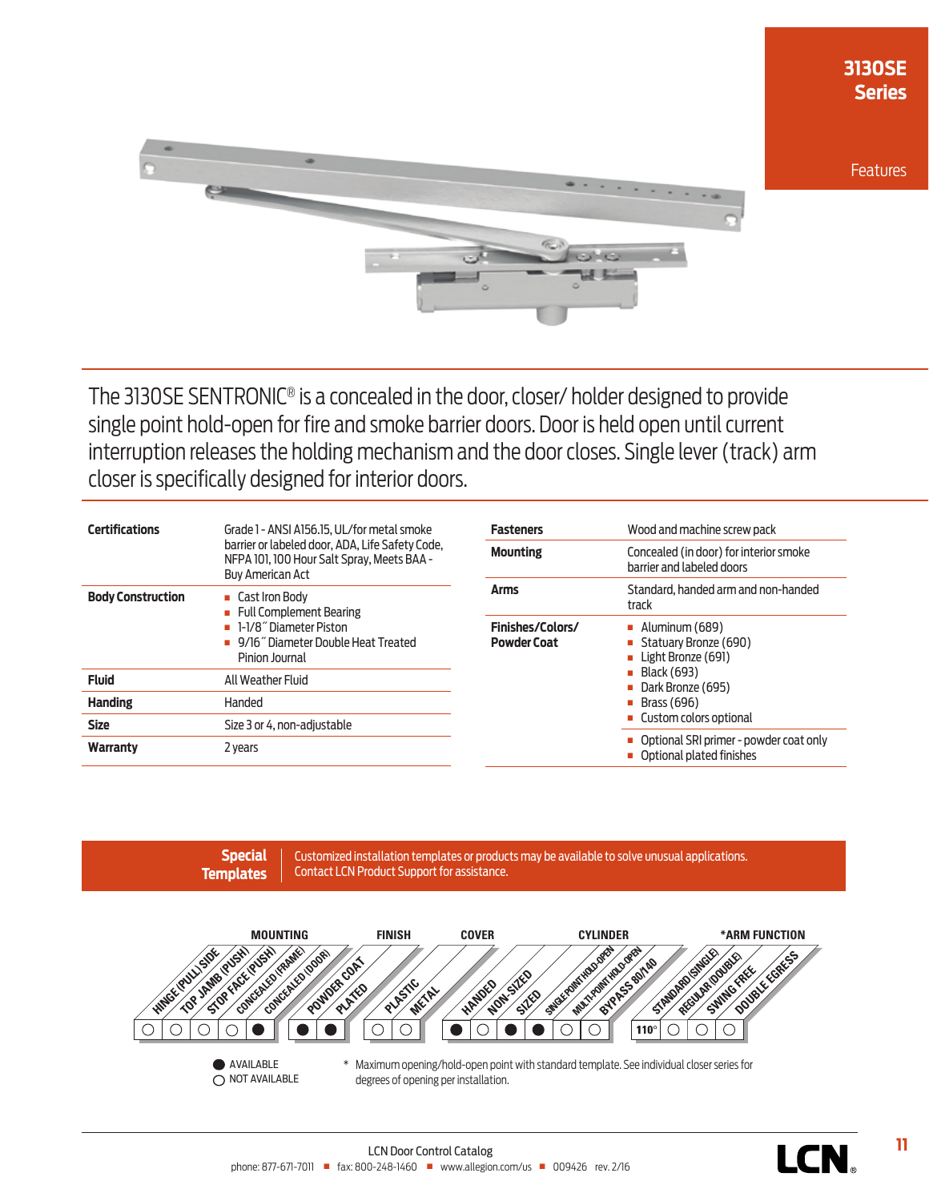# 3130SE Series

Features

The 3130SE SENTRONIC® is a concealed in the door, closer/ holder designed to provide single point hold-open for fire and smoke barrier doors. Door is held open until current interruption releases the holding mechanism and the door closes. Single lever (track) arm closer is specifically designed for interior doors.

| | |
|---|---|
| **Certifications** | Grade 1 - ANSI A156.15, UL/for metal smoke barrier or labeled door, ADA, Life Safety Code, NFPA 101, 100 Hour Salt Spray, Meets BAA - Buy American Act |
| **Body Construction** | ■ Cast Iron Body<br>■ Full Complement Bearing<br>■ 1-1/8″ Diameter Piston<br>■ 9/16″ Diameter Double Heat Treated Pinion Journal |
| **Fluid** | All Weather Fluid |
| **Handing** | Handed |
| **Size** | Size 3 or 4, non-adjustable |
| **Warranty** | 2 years |

| | |
|---|---|
| **Fasteners** | Wood and machine screw pack |
| **Mounting** | Concealed (in door) for interior smoke barrier and labeled doors |
| **Arms** | Standard, handed arm and non-handed track |
| **Finishes/Colors/ Powder Coat** | ■ Aluminum (689)<br>■ Statuary Bronze (690)<br>■ Light Bronze (691)<br>■ Black (693)<br>■ Dark Bronze (695)<br>■ Brass (696)<br>■ Custom colors optional |
| | ■ Optional SRI primer - powder coat only<br>■ Optional plated finishes |

**Special Templates** Customized installation templates or products may be available to solve unusual applications. Contact LCN Product Support for assistance.

| MOUNTING | | | | | FINISH | | COVER | | CYLINDER | | | | | | *ARM FUNCTION | | | |
|---|---|---|---|---|---|---|---|---|---|---|---|---|---|---|---|---|---|---|
| HINGE (PULL) SIDE | TOP JAMB (PUSH) | STOP FACE (PUSH) | CONCEALED (FRAME) | CONCEALED (DOOR) | POWDER COAT | PLATED | PLASTIC | METAL | HANDED | NON-SIZED | SIZED | SINGLE POINT HOLD-OPEN | MULTI-POINT HOLD-OPEN | BYPASS 80/140 | STANDARD (SINGLE) | REGULAR (DOUBLE) | SWING FREE | DOUBLE EGRESS |
| ○ | ○ | ○ | ○ | ● | ● | ● | ○ | ○ | ● | ○ | ● | ● | ○ | ○ | 110° | ○ | ○ | ○ |

● AVAILABLE
○ NOT AVAILABLE

\* Maximum opening/hold-open point with standard template. See individual closer series for degrees of opening per installation.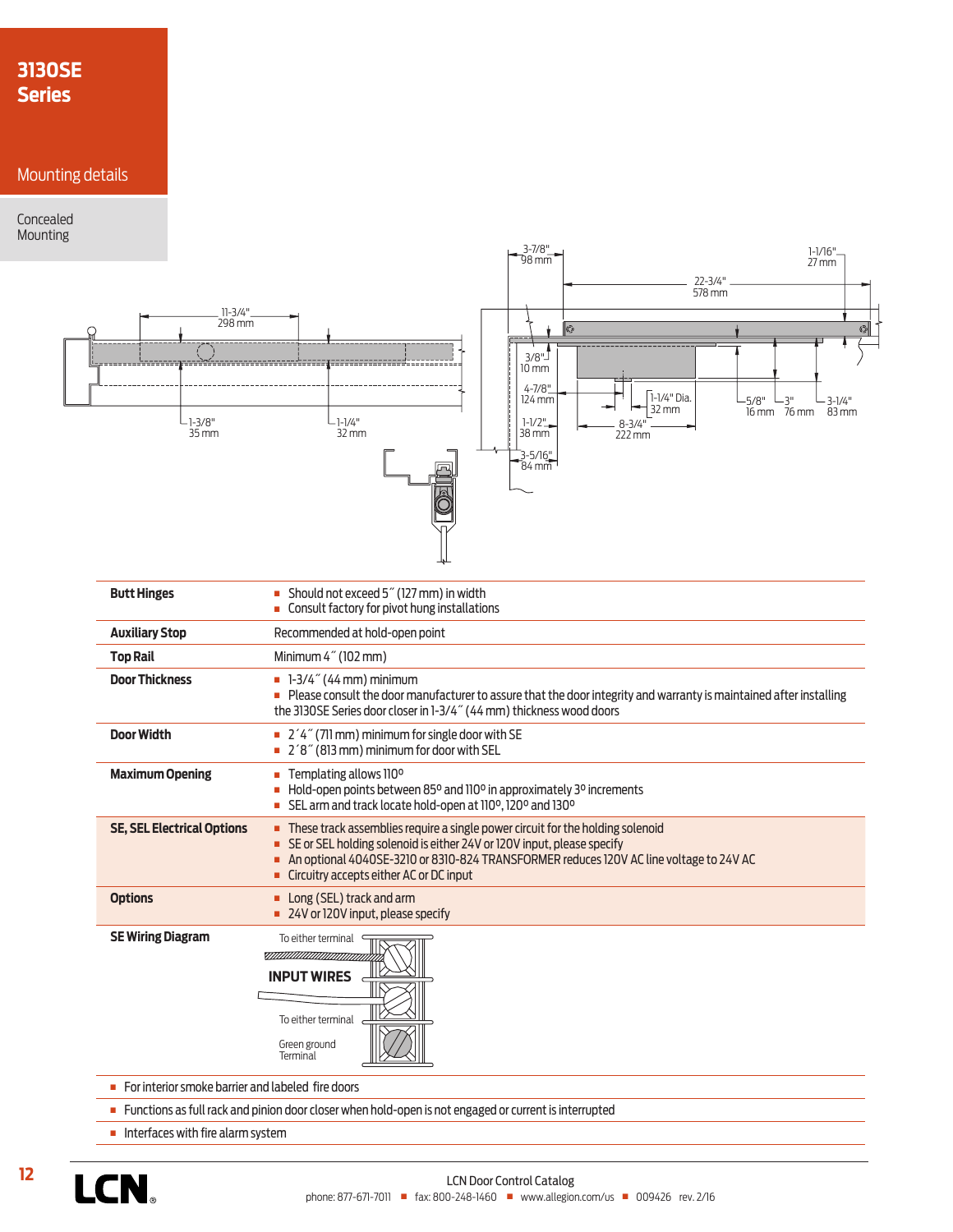# 3130SE Series

## Mounting details

### Concealed Mounting

11-3/4" 298 mm

1-3/8" 35 mm

1-1/4" 32 mm

3-7/8" 98 mm

22-3/4" 578 mm

1-1/16" 27 mm

3/8" 10 mm

4-7/8" 124 mm

1-1/4" Dia. 32 mm

5/8" 16 mm

3" 76 mm

3-1/4" 83 mm

1-1/2" 38 mm

8-3/4" 222 mm

3-5/16" 84 mm

| | |
|---|---|
| **Butt Hinges** | ■ Should not exceed 5″ (127 mm) in width<br>■ Consult factory for pivot hung installations |
| **Auxiliary Stop** | Recommended at hold-open point |
| **Top Rail** | Minimum 4″ (102 mm) |
| **Door Thickness** | ■ 1-3/4″ (44 mm) minimum<br>■ Please consult the door manufacturer to assure that the door integrity and warranty is maintained after installing the 3130SE Series door closer in 1-3/4″ (44 mm) thickness wood doors |
| **Door Width** | ■ 2´4″ (711 mm) minimum for single door with SE<br>■ 2´8″ (813 mm) minimum for door with SEL |
| **Maximum Opening** | ■ Templating allows 110º<br>■ Hold-open points between 85º and 110º in approximately 3º increments<br>■ SEL arm and track locate hold-open at 110º, 120º and 130º |
| **SE, SEL Electrical Options** | ■ These track assemblies require a single power circuit for the holding solenoid<br>■ SE or SEL holding solenoid is either 24V or 120V input, please specify<br>■ An optional 4040SE-3210 or 8310-824 TRANSFORMER reduces 120V AC line voltage to 24V AC<br>■ Circuitry accepts either AC or DC input |
| **Options** | ■ Long (SEL) track and arm<br>■ 24V or 120V input, please specify |
| **SE Wiring Diagram** | To either terminal<br>**INPUT WIRES**<br>To either terminal<br>Green ground Terminal |

- For interior smoke barrier and labeled fire doors
- Functions as full rack and pinion door closer when hold-open is not engaged or current is interrupted
- Interfaces with fire alarm system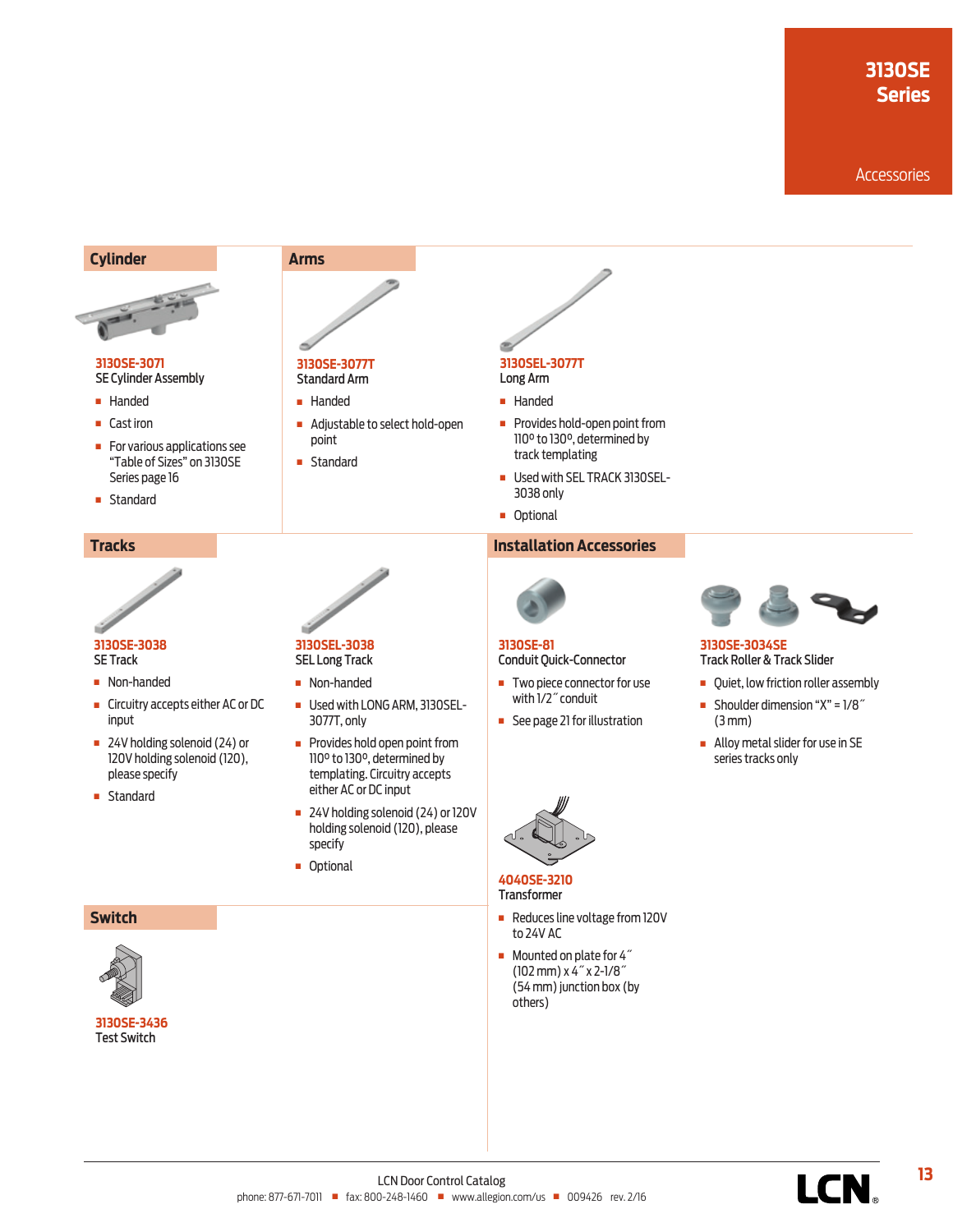# 3130SE Series

Accessories

## Cylinder

**3130SE-3071**
SE Cylinder Assembly

- Handed
- Cast iron
- For various applications see "Table of Sizes" on 3130SE Series page 16
- Standard

## Arms

**3130SE-3077T**
Standard Arm

- Handed
- Adjustable to select hold-open point
- Standard

**3130SEL-3077T**
Long Arm

- Handed
- Provides hold-open point from 110º to 130º, determined by track templating
- Used with SEL TRACK 3130SEL-3038 only
- Optional

## Tracks

**3130SE-3038**
SE Track

- Non-handed
- Circuitry accepts either AC or DC input
- 24V holding solenoid (24) or 120V holding solenoid (120), please specify
- Standard

**3130SEL-3038**
SEL Long Track

- Non-handed
- Used with LONG ARM, 3130SEL-3077T, only
- Provides hold open point from 110º to 130º, determined by templating. Circuitry accepts either AC or DC input
- 24V holding solenoid (24) or 120V holding solenoid (120), please specify
- Optional

## Installation Accessories

**3130SE-81**
Conduit Quick-Connector

- Two piece connector for use with 1/2″ conduit
- See page 21 for illustration

**3130SE-3034SE**
Track Roller & Track Slider

- Quiet, low friction roller assembly
- Shoulder dimension "X" = 1/8″ (3 mm)
- Alloy metal slider for use in SE series tracks only

**4040SE-3210**
Transformer

- Reduces line voltage from 120V to 24V AC
- Mounted on plate for 4″ (102 mm) x 4″ x 2-1/8″ (54 mm) junction box (by others)

## Switch

**3130SE-3436**
Test Switch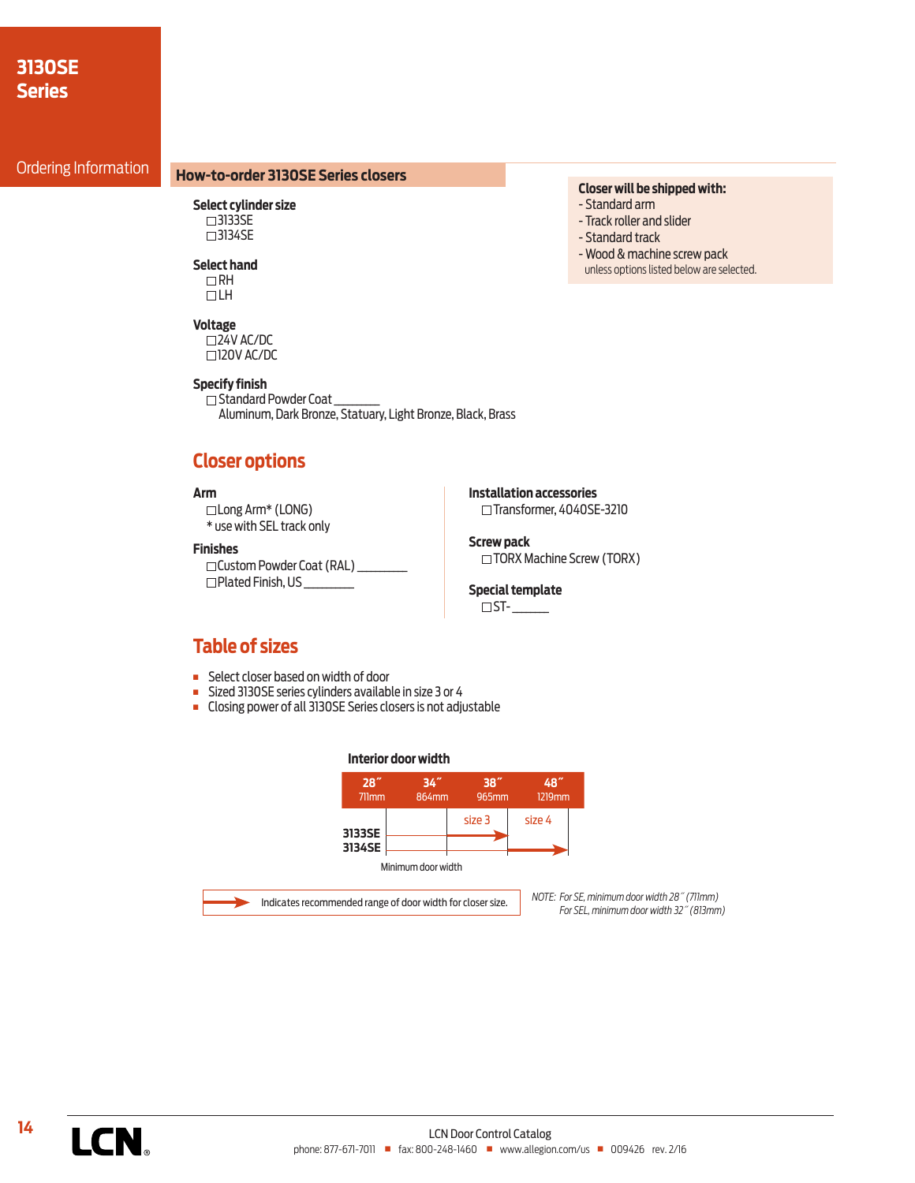# 3130SE Series

Ordering Information

## How-to-order 3130SE Series closers

**Select cylinder size**
- ☐ 3133SE
- ☐ 3134SE

**Select hand**
- ☐ RH
- ☐ LH

**Voltage**
- ☐ 24V AC/DC
- ☐ 120V AC/DC

**Specify finish**
- ☐ Standard Powder Coat _______
  Aluminum, Dark Bronze, Statuary, Light Bronze, Black, Brass

**Closer will be shipped with:**
- Standard arm
- Track roller and slider
- Standard track
- Wood & machine screw pack

unless options listed below are selected.

## Closer options

**Arm**
- ☐ Long Arm* (LONG)
  * use with SEL track only

**Finishes**
- ☐ Custom Powder Coat (RAL) ________
- ☐ Plated Finish, US ________

**Installation accessories**
- ☐ Transformer, 4040SE-3210

**Screw pack**
- ☐ TORX Machine Screw (TORX)

**Special template**
- ☐ ST- ______

## Table of sizes

- Select closer based on width of door
- Sized 3130SE series cylinders available in size 3 or 4
- Closing power of all 3130SE Series closers is not adjustable

**Interior door width**

28″ 711mm
34″ 864mm
38″ 965mm
48″ 1219mm

size 3
size 4

3133SE
3134SE

Minimum door width

Indicates recommended range of door width for closer size.

*NOTE: For SE, minimum door width 28″ (711mm)*
*For SEL, minimum door width 32″ (813mm)*